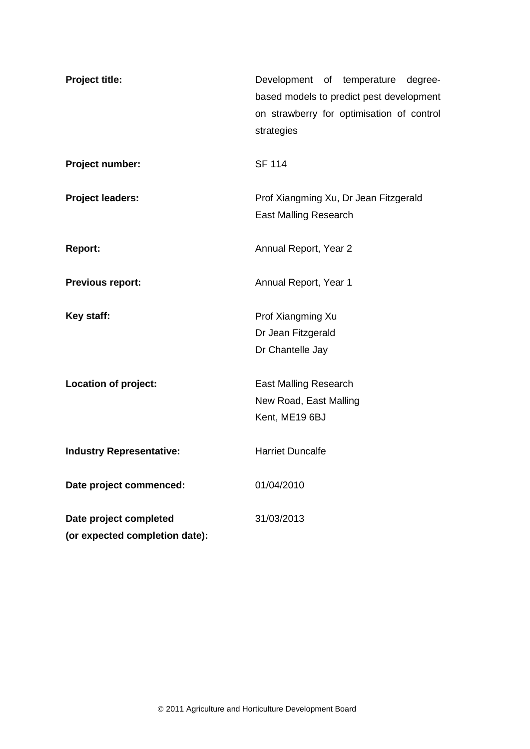| | |
|---|---|
| **Project title:** | Development of temperature degree-based models to predict pest development on strawberry for optimisation of control strategies |
| **Project number:** | SF 114 |
| **Project leaders:** | Prof Xiangming Xu, Dr Jean Fitzgerald<br>East Malling Research |
| **Report:** | Annual Report, Year 2 |
| **Previous report:** | Annual Report, Year 1 |
| **Key staff:** | Prof Xiangming Xu<br>Dr Jean Fitzgerald<br>Dr Chantelle Jay |
| **Location of project:** | East Malling Research<br>New Road, East Malling<br>Kent, ME19 6BJ |
| **Industry Representative:** | Harriet Duncalfe |
| **Date project commenced:** | 01/04/2010 |
| **Date project completed (or expected completion date):** | 31/03/2013 |

© 2011 Agriculture and Horticulture Development Board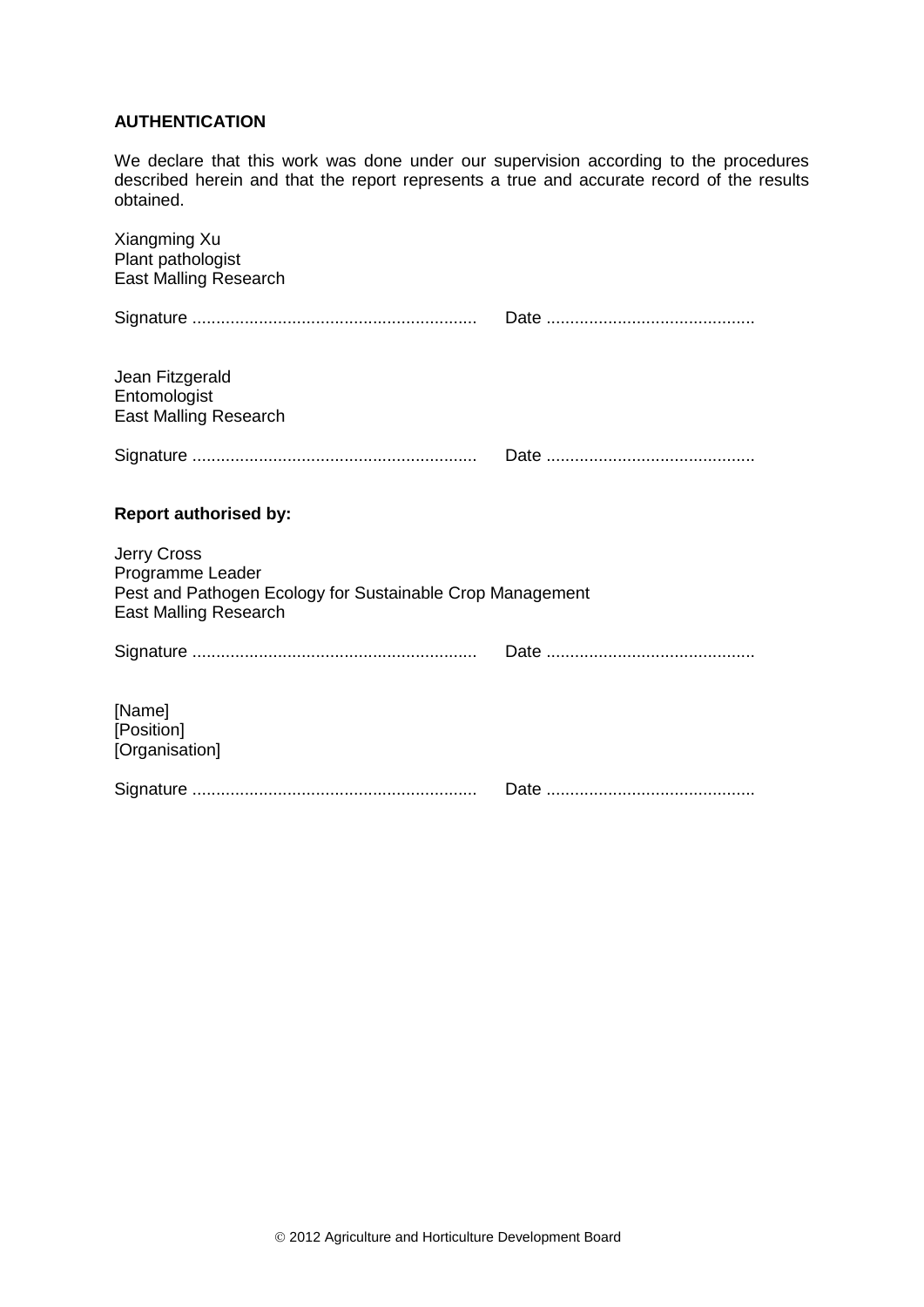**AUTHENTICATION**

We declare that this work was done under our supervision according to the procedures described herein and that the report represents a true and accurate record of the results obtained.

Xiangming Xu
Plant pathologist
East Malling Research

Signature ............................................................ Date ............................................

Jean Fitzgerald
Entomologist
East Malling Research

Signature ............................................................ Date ............................................

**Report authorised by:**

Jerry Cross
Programme Leader
Pest and Pathogen Ecology for Sustainable Crop Management
East Malling Research

Signature ............................................................ Date ............................................

[Name]
[Position]
[Organisation]

Signature ............................................................ Date ............................................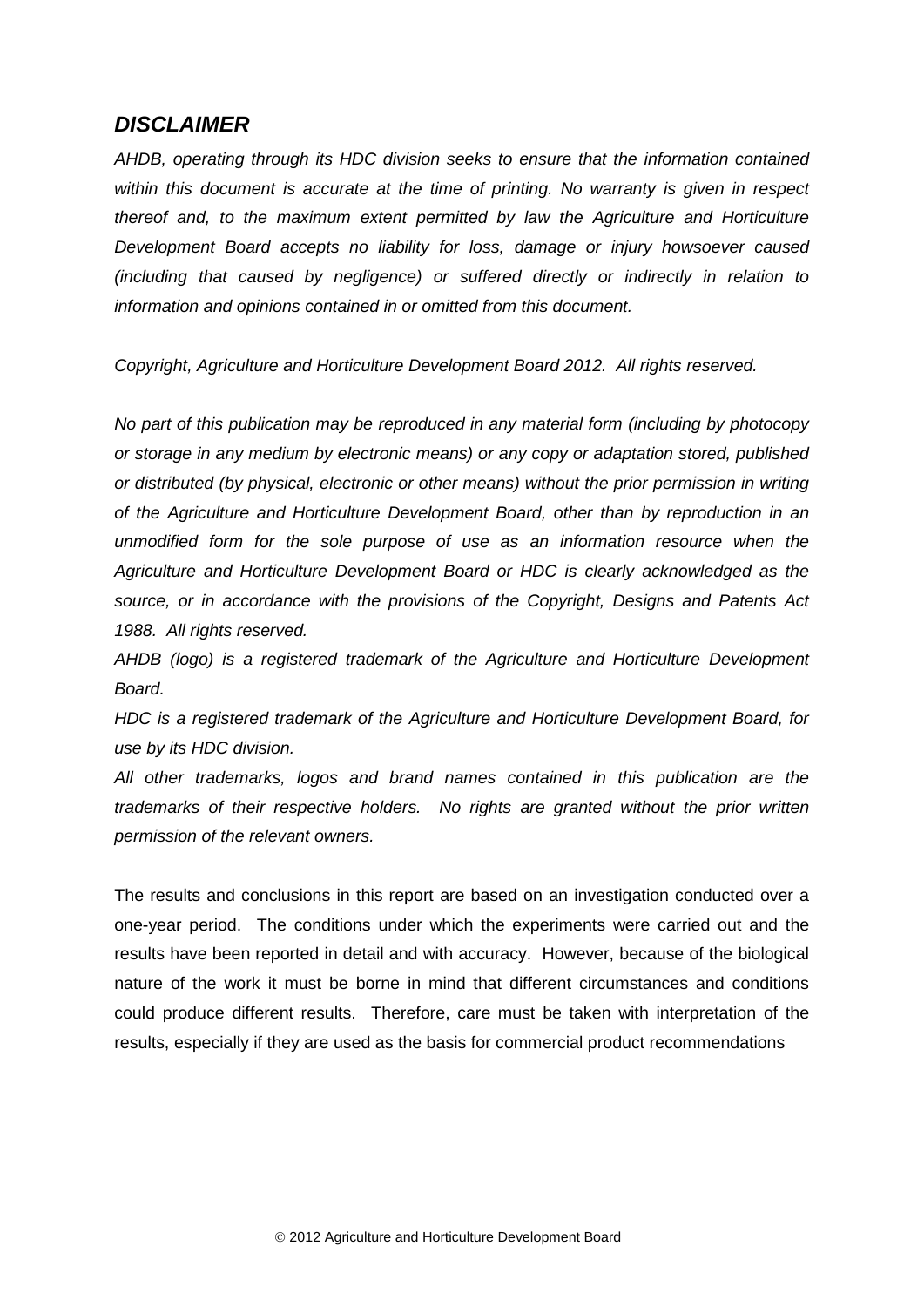## *DISCLAIMER*

*AHDB, operating through its HDC division seeks to ensure that the information contained within this document is accurate at the time of printing. No warranty is given in respect thereof and, to the maximum extent permitted by law the Agriculture and Horticulture Development Board accepts no liability for loss, damage or injury howsoever caused (including that caused by negligence) or suffered directly or indirectly in relation to information and opinions contained in or omitted from this document.*

*Copyright, Agriculture and Horticulture Development Board 2012. All rights reserved.*

*No part of this publication may be reproduced in any material form (including by photocopy or storage in any medium by electronic means) or any copy or adaptation stored, published or distributed (by physical, electronic or other means) without the prior permission in writing of the Agriculture and Horticulture Development Board, other than by reproduction in an unmodified form for the sole purpose of use as an information resource when the Agriculture and Horticulture Development Board or HDC is clearly acknowledged as the source, or in accordance with the provisions of the Copyright, Designs and Patents Act 1988. All rights reserved.*

*AHDB (logo) is a registered trademark of the Agriculture and Horticulture Development Board.*

*HDC is a registered trademark of the Agriculture and Horticulture Development Board, for use by its HDC division.*

*All other trademarks, logos and brand names contained in this publication are the trademarks of their respective holders. No rights are granted without the prior written permission of the relevant owners.*

The results and conclusions in this report are based on an investigation conducted over a one-year period. The conditions under which the experiments were carried out and the results have been reported in detail and with accuracy. However, because of the biological nature of the work it must be borne in mind that different circumstances and conditions could produce different results. Therefore, care must be taken with interpretation of the results, especially if they are used as the basis for commercial product recommendations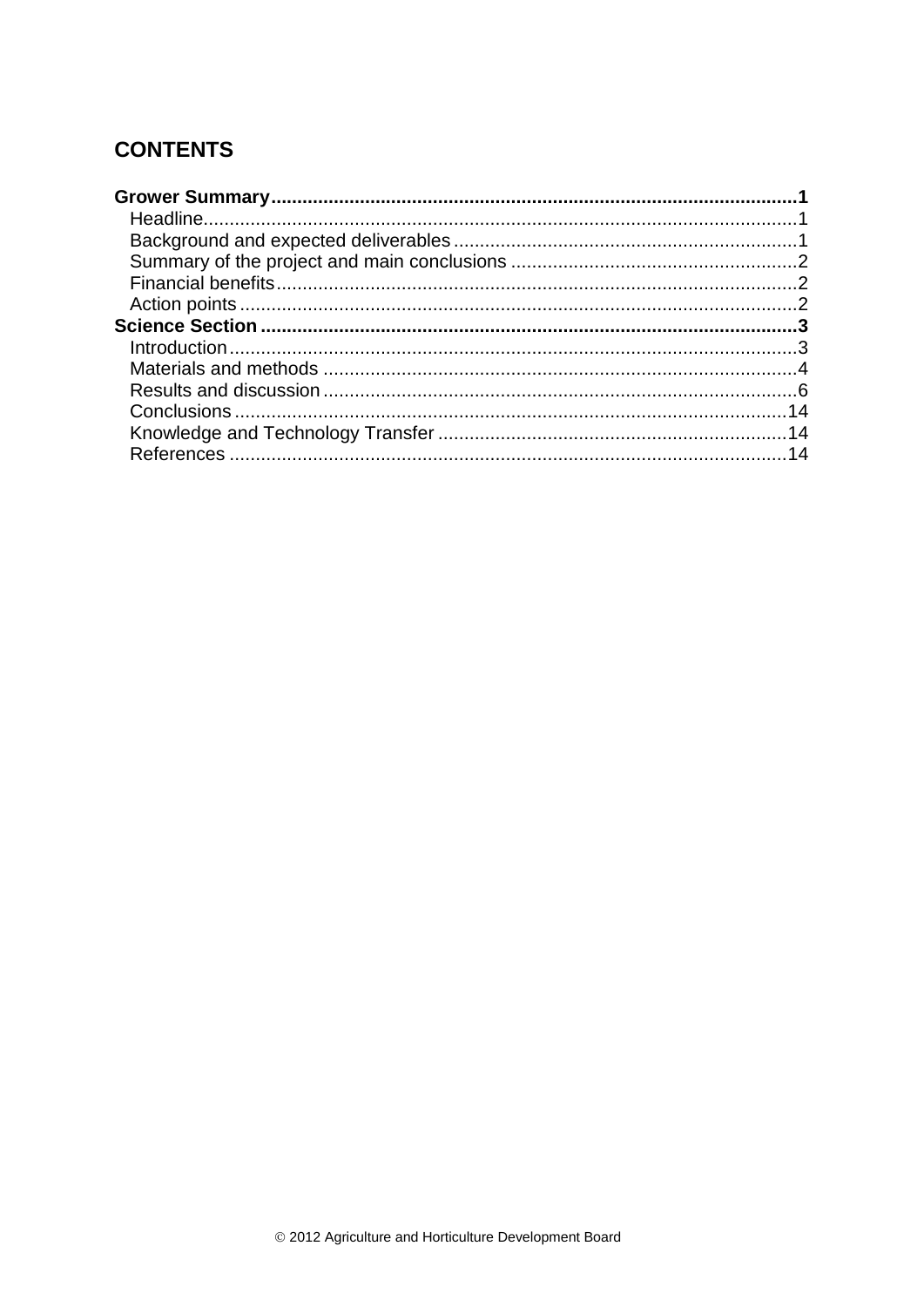# CONTENTS

**Grower Summary** .......... **1**

- Headline .......... 1
- Background and expected deliverables .......... 1
- Summary of the project and main conclusions .......... 2
- Financial benefits .......... 2
- Action points .......... 2

**Science Section** .......... **3**

- Introduction .......... 3
- Materials and methods .......... 4
- Results and discussion .......... 6
- Conclusions .......... 14
- Knowledge and Technology Transfer .......... 14
- References .......... 14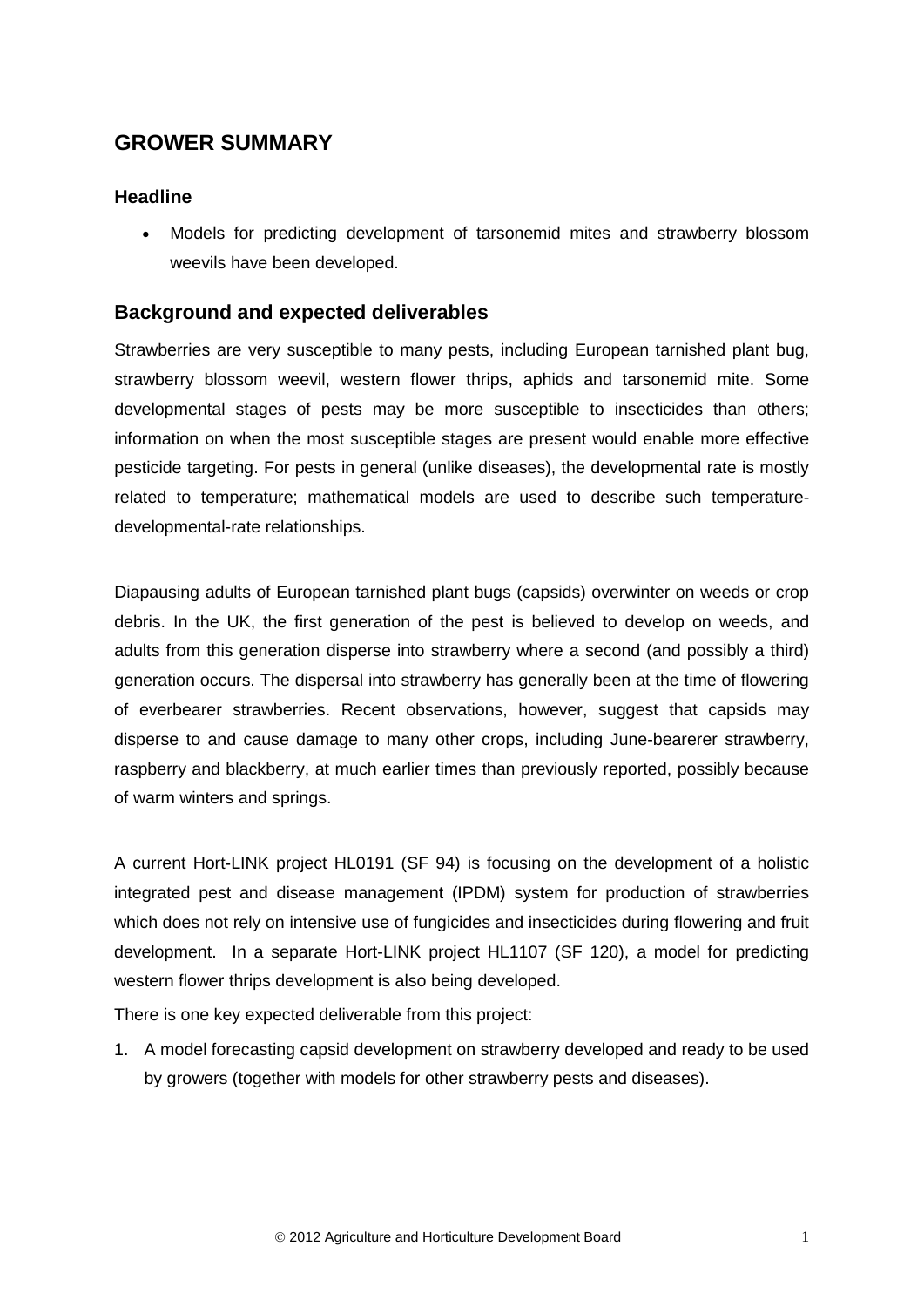## GROWER SUMMARY

### Headline

- Models for predicting development of tarsonemid mites and strawberry blossom weevils have been developed.

### Background and expected deliverables

Strawberries are very susceptible to many pests, including European tarnished plant bug, strawberry blossom weevil, western flower thrips, aphids and tarsonemid mite. Some developmental stages of pests may be more susceptible to insecticides than others; information on when the most susceptible stages are present would enable more effective pesticide targeting. For pests in general (unlike diseases), the developmental rate is mostly related to temperature; mathematical models are used to describe such temperature-developmental-rate relationships.

Diapausing adults of European tarnished plant bugs (capsids) overwinter on weeds or crop debris. In the UK, the first generation of the pest is believed to develop on weeds, and adults from this generation disperse into strawberry where a second (and possibly a third) generation occurs. The dispersal into strawberry has generally been at the time of flowering of everbearer strawberries. Recent observations, however, suggest that capsids may disperse to and cause damage to many other crops, including June-bearerer strawberry, raspberry and blackberry, at much earlier times than previously reported, possibly because of warm winters and springs.

A current Hort-LINK project HL0191 (SF 94) is focusing on the development of a holistic integrated pest and disease management (IPDM) system for production of strawberries which does not rely on intensive use of fungicides and insecticides during flowering and fruit development. In a separate Hort-LINK project HL1107 (SF 120), a model for predicting western flower thrips development is also being developed.

There is one key expected deliverable from this project:

1. A model forecasting capsid development on strawberry developed and ready to be used by growers (together with models for other strawberry pests and diseases).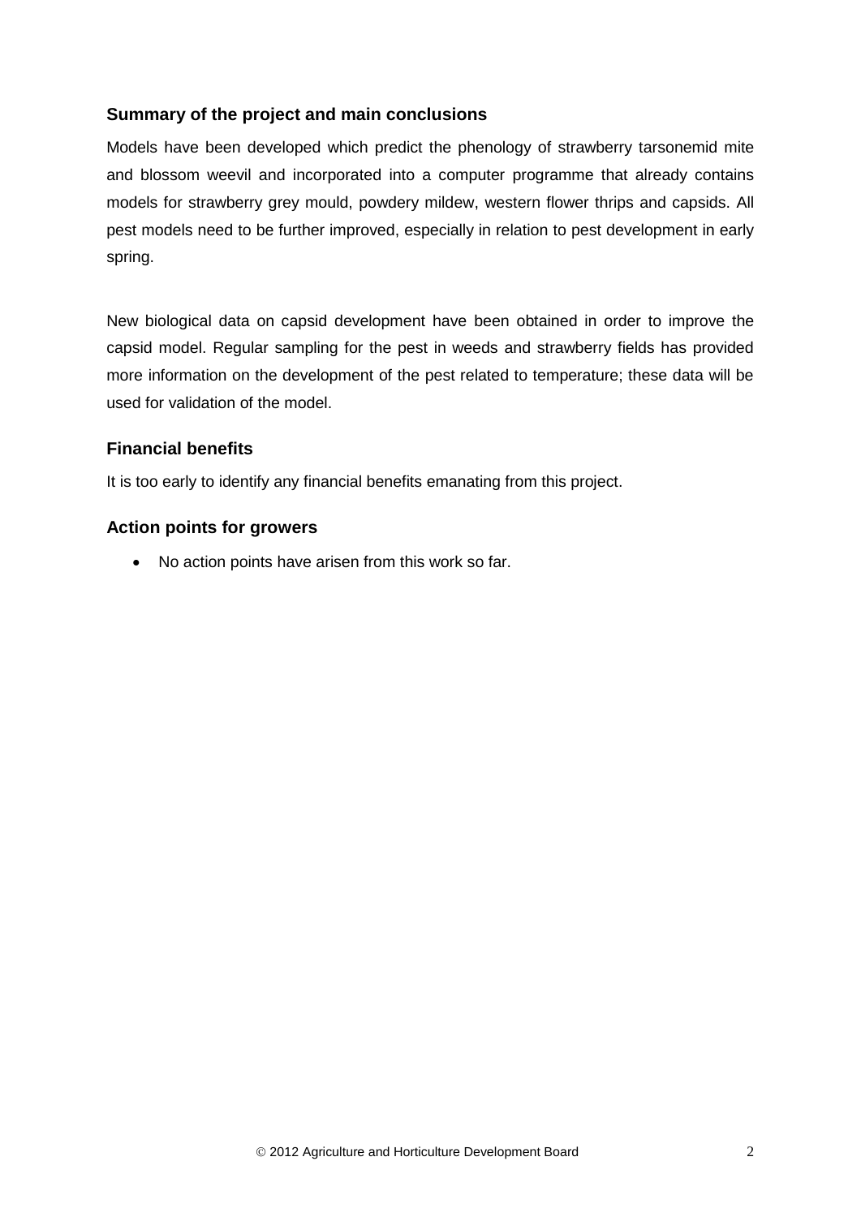## Summary of the project and main conclusions

Models have been developed which predict the phenology of strawberry tarsonemid mite and blossom weevil and incorporated into a computer programme that already contains models for strawberry grey mould, powdery mildew, western flower thrips and capsids. All pest models need to be further improved, especially in relation to pest development in early spring.

New biological data on capsid development have been obtained in order to improve the capsid model. Regular sampling for the pest in weeds and strawberry fields has provided more information on the development of the pest related to temperature; these data will be used for validation of the model.

## Financial benefits

It is too early to identify any financial benefits emanating from this project.

## Action points for growers

- No action points have arisen from this work so far.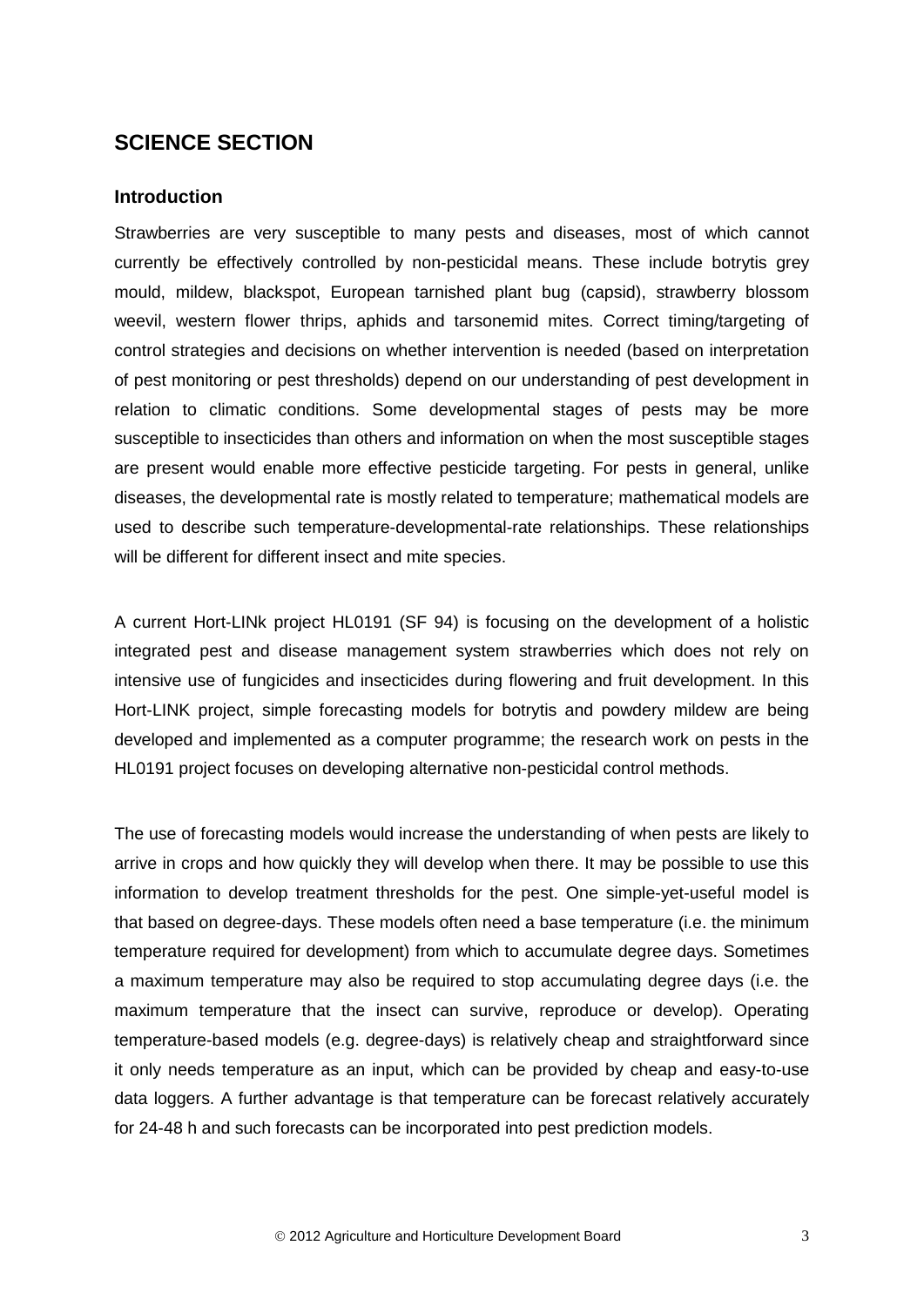## SCIENCE SECTION

### Introduction

Strawberries are very susceptible to many pests and diseases, most of which cannot currently be effectively controlled by non-pesticidal means. These include botrytis grey mould, mildew, blackspot, European tarnished plant bug (capsid), strawberry blossom weevil, western flower thrips, aphids and tarsonemid mites. Correct timing/targeting of control strategies and decisions on whether intervention is needed (based on interpretation of pest monitoring or pest thresholds) depend on our understanding of pest development in relation to climatic conditions. Some developmental stages of pests may be more susceptible to insecticides than others and information on when the most susceptible stages are present would enable more effective pesticide targeting. For pests in general, unlike diseases, the developmental rate is mostly related to temperature; mathematical models are used to describe such temperature-developmental-rate relationships. These relationships will be different for different insect and mite species.

A current Hort-LINk project HL0191 (SF 94) is focusing on the development of a holistic integrated pest and disease management system strawberries which does not rely on intensive use of fungicides and insecticides during flowering and fruit development. In this Hort-LINK project, simple forecasting models for botrytis and powdery mildew are being developed and implemented as a computer programme; the research work on pests in the HL0191 project focuses on developing alternative non-pesticidal control methods.

The use of forecasting models would increase the understanding of when pests are likely to arrive in crops and how quickly they will develop when there. It may be possible to use this information to develop treatment thresholds for the pest. One simple-yet-useful model is that based on degree-days. These models often need a base temperature (i.e. the minimum temperature required for development) from which to accumulate degree days. Sometimes a maximum temperature may also be required to stop accumulating degree days (i.e. the maximum temperature that the insect can survive, reproduce or develop). Operating temperature-based models (e.g. degree-days) is relatively cheap and straightforward since it only needs temperature as an input, which can be provided by cheap and easy-to-use data loggers. A further advantage is that temperature can be forecast relatively accurately for 24-48 h and such forecasts can be incorporated into pest prediction models.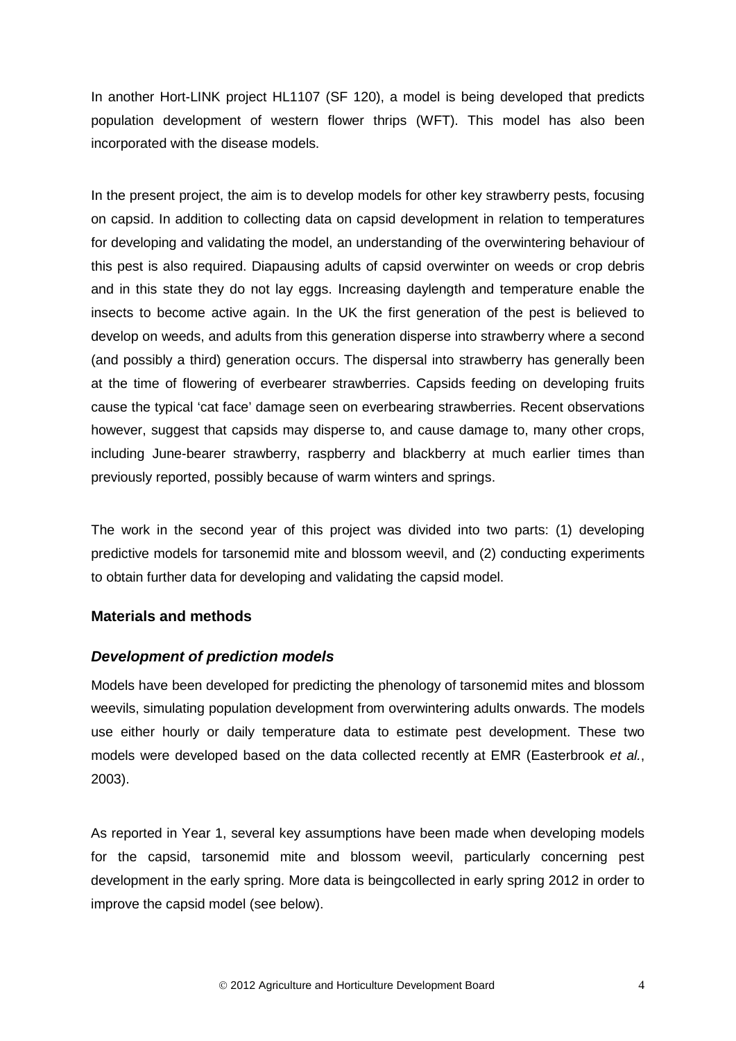In another Hort-LINK project HL1107 (SF 120), a model is being developed that predicts population development of western flower thrips (WFT). This model has also been incorporated with the disease models.

In the present project, the aim is to develop models for other key strawberry pests, focusing on capsid. In addition to collecting data on capsid development in relation to temperatures for developing and validating the model, an understanding of the overwintering behaviour of this pest is also required. Diapausing adults of capsid overwinter on weeds or crop debris and in this state they do not lay eggs. Increasing daylength and temperature enable the insects to become active again. In the UK the first generation of the pest is believed to develop on weeds, and adults from this generation disperse into strawberry where a second (and possibly a third) generation occurs. The dispersal into strawberry has generally been at the time of flowering of everbearer strawberries. Capsids feeding on developing fruits cause the typical 'cat face' damage seen on everbearing strawberries. Recent observations however, suggest that capsids may disperse to, and cause damage to, many other crops, including June-bearer strawberry, raspberry and blackberry at much earlier times than previously reported, possibly because of warm winters and springs.

The work in the second year of this project was divided into two parts: (1) developing predictive models for tarsonemid mite and blossom weevil, and (2) conducting experiments to obtain further data for developing and validating the capsid model.

## Materials and methods

### *Development of prediction models*

Models have been developed for predicting the phenology of tarsonemid mites and blossom weevils, simulating population development from overwintering adults onwards. The models use either hourly or daily temperature data to estimate pest development. These two models were developed based on the data collected recently at EMR (Easterbrook *et al.*, 2003).

As reported in Year 1, several key assumptions have been made when developing models for the capsid, tarsonemid mite and blossom weevil, particularly concerning pest development in the early spring. More data is beingcollected in early spring 2012 in order to improve the capsid model (see below).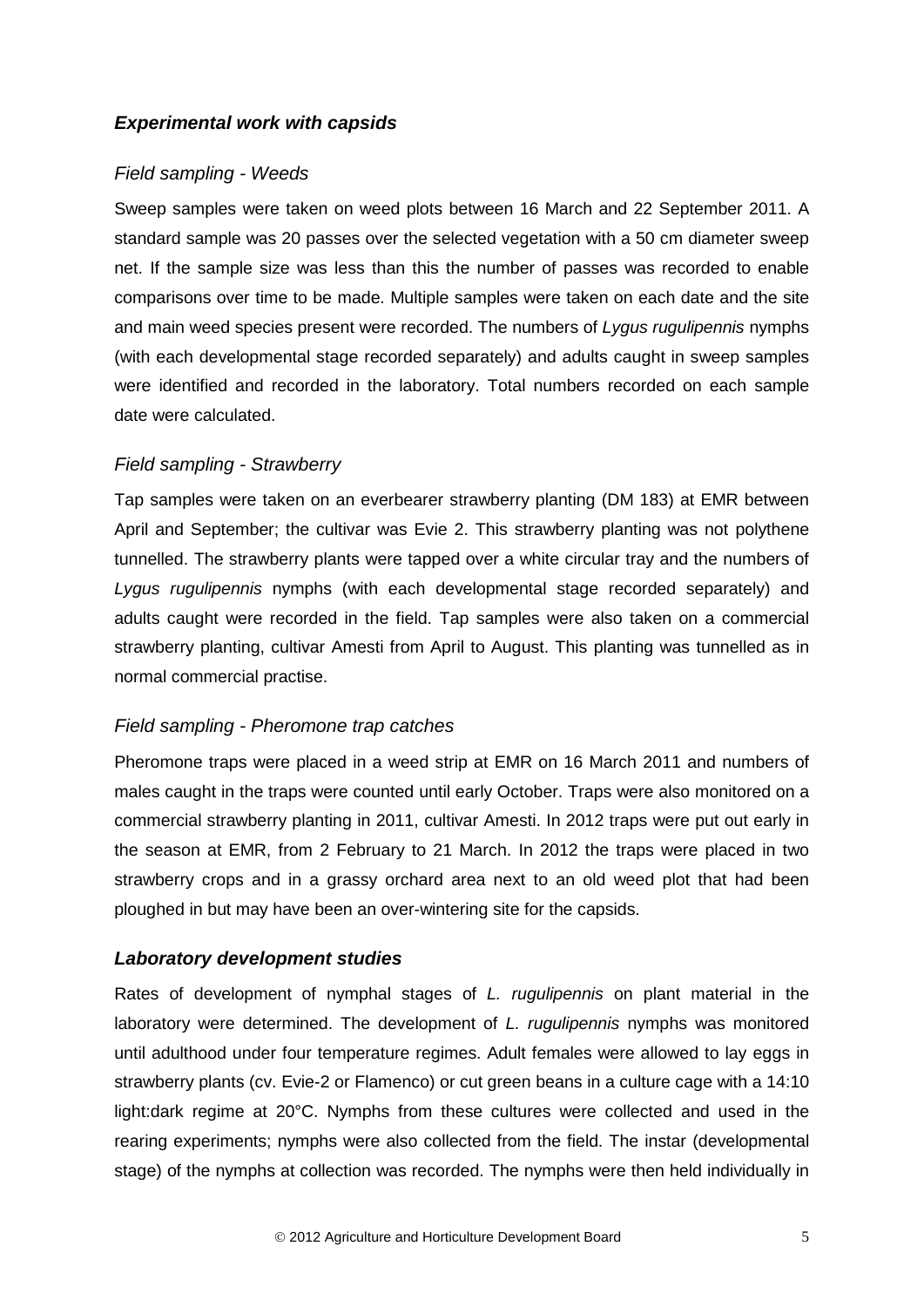### ***Experimental work with capsids***

#### *Field sampling - Weeds*

Sweep samples were taken on weed plots between 16 March and 22 September 2011. A standard sample was 20 passes over the selected vegetation with a 50 cm diameter sweep net. If the sample size was less than this the number of passes was recorded to enable comparisons over time to be made. Multiple samples were taken on each date and the site and main weed species present were recorded. The numbers of *Lygus rugulipennis* nymphs (with each developmental stage recorded separately) and adults caught in sweep samples were identified and recorded in the laboratory. Total numbers recorded on each sample date were calculated.

#### *Field sampling - Strawberry*

Tap samples were taken on an everbearer strawberry planting (DM 183) at EMR between April and September; the cultivar was Evie 2. This strawberry planting was not polythene tunnelled. The strawberry plants were tapped over a white circular tray and the numbers of *Lygus rugulipennis* nymphs (with each developmental stage recorded separately) and adults caught were recorded in the field. Tap samples were also taken on a commercial strawberry planting, cultivar Amesti from April to August. This planting was tunnelled as in normal commercial practise.

#### *Field sampling - Pheromone trap catches*

Pheromone traps were placed in a weed strip at EMR on 16 March 2011 and numbers of males caught in the traps were counted until early October. Traps were also monitored on a commercial strawberry planting in 2011, cultivar Amesti. In 2012 traps were put out early in the season at EMR, from 2 February to 21 March. In 2012 the traps were placed in two strawberry crops and in a grassy orchard area next to an old weed plot that had been ploughed in but may have been an over-wintering site for the capsids.

### ***Laboratory development studies***

Rates of development of nymphal stages of *L. rugulipennis* on plant material in the laboratory were determined. The development of *L. rugulipennis* nymphs was monitored until adulthood under four temperature regimes. Adult females were allowed to lay eggs in strawberry plants (cv. Evie-2 or Flamenco) or cut green beans in a culture cage with a 14:10 light:dark regime at 20°C. Nymphs from these cultures were collected and used in the rearing experiments; nymphs were also collected from the field. The instar (developmental stage) of the nymphs at collection was recorded. The nymphs were then held individually in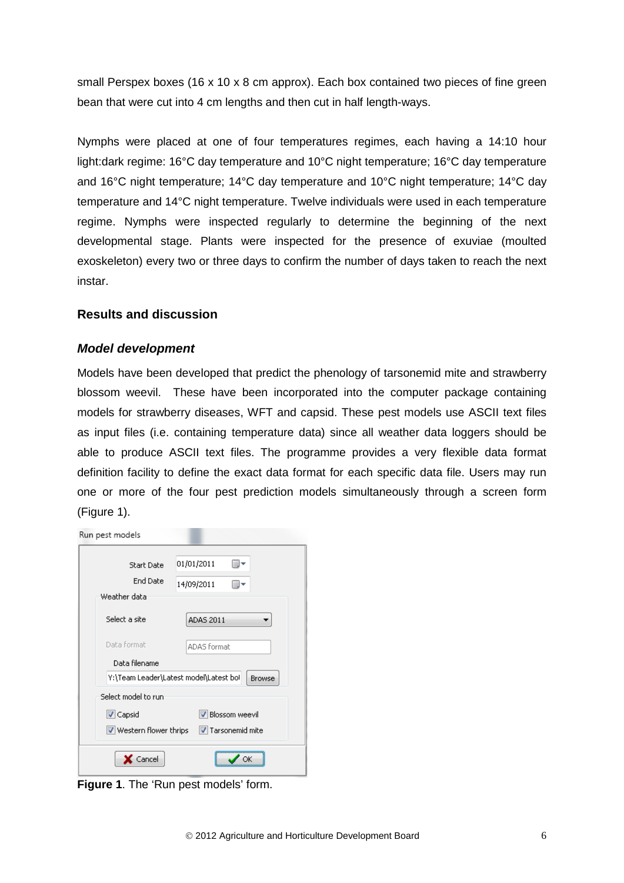small Perspex boxes (16 x 10 x 8 cm approx). Each box contained two pieces of fine green bean that were cut into 4 cm lengths and then cut in half length-ways.

Nymphs were placed at one of four temperatures regimes, each having a 14:10 hour light:dark regime: 16°C day temperature and 10°C night temperature; 16°C day temperature and 16°C night temperature; 14°C day temperature and 10°C night temperature; 14°C day temperature and 14°C night temperature. Twelve individuals were used in each temperature regime. Nymphs were inspected regularly to determine the beginning of the next developmental stage. Plants were inspected for the presence of exuviae (moulted exoskeleton) every two or three days to confirm the number of days taken to reach the next instar.

## Results and discussion

### *Model development*

Models have been developed that predict the phenology of tarsonemid mite and strawberry blossom weevil. These have been incorporated into the computer package containing models for strawberry diseases, WFT and capsid. These pest models use ASCII text files as input files (i.e. containing temperature data) since all weather data loggers should be able to produce ASCII text files. The programme provides a very flexible data format definition facility to define the exact data format for each specific data file. Users may run one or more of the four pest prediction models simultaneously through a screen form (Figure 1).

**Figure 1**. The 'Run pest models' form.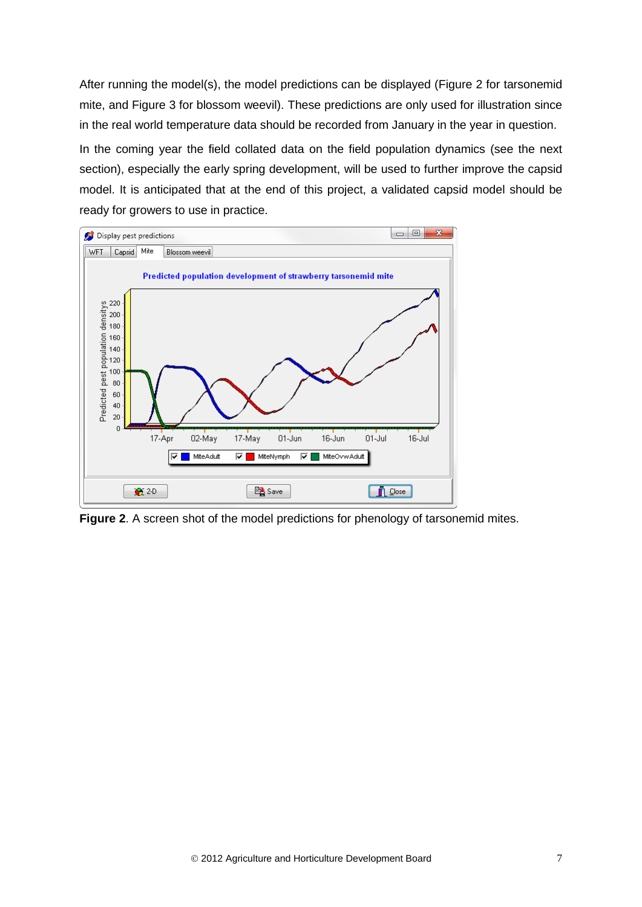After running the model(s), the model predictions can be displayed (Figure 2 for tarsonemid mite, and Figure 3 for blossom weevil). These predictions are only used for illustration since in the real world temperature data should be recorded from January in the year in question.

In the coming year the field collated data on the field population dynamics (see the next section), especially the early spring development, will be used to further improve the capsid model. It is anticipated that at the end of this project, a validated capsid model should be ready for growers to use in practice.

**Figure 2**. A screen shot of the model predictions for phenology of tarsonemid mites.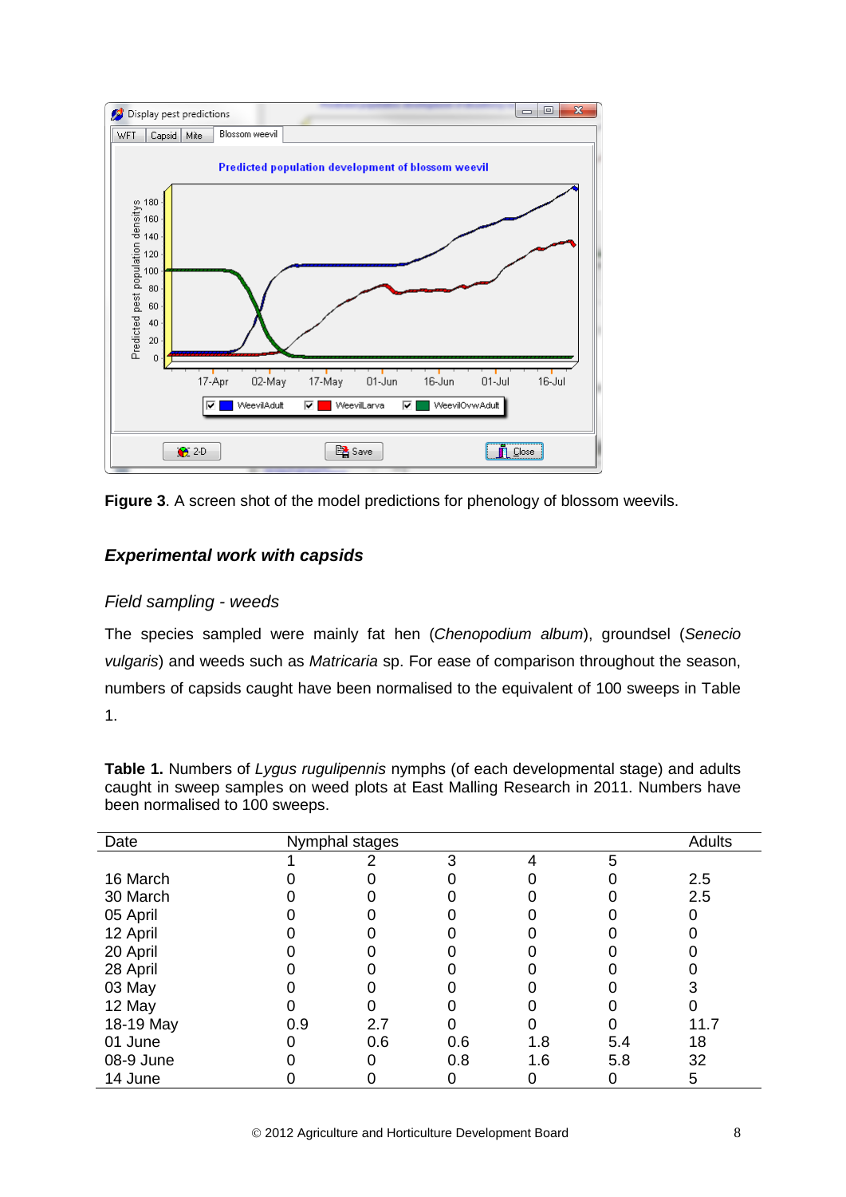Figure 3. A screen shot of the model predictions for phenology of blossom weevils.

### *Experimental work with capsids*

#### *Field sampling - weeds*

The species sampled were mainly fat hen (*Chenopodium album*), groundsel (*Senecio vulgaris*) and weeds such as *Matricaria* sp. For ease of comparison throughout the season, numbers of capsids caught have been normalised to the equivalent of 100 sweeps in Table 1.

**Table 1.** Numbers of *Lygus rugulipennis* nymphs (of each developmental stage) and adults caught in sweep samples on weed plots at East Malling Research in 2011. Numbers have been normalised to 100 sweeps.

| Date | Nymphal stages | | | | | Adults |
|---|---|---|---|---|---|---|
| | 1 | 2 | 3 | 4 | 5 | |
| 16 March | 0 | 0 | 0 | 0 | 0 | 2.5 |
| 30 March | 0 | 0 | 0 | 0 | 0 | 2.5 |
| 05 April | 0 | 0 | 0 | 0 | 0 | 0 |
| 12 April | 0 | 0 | 0 | 0 | 0 | 0 |
| 20 April | 0 | 0 | 0 | 0 | 0 | 0 |
| 28 April | 0 | 0 | 0 | 0 | 0 | 0 |
| 03 May | 0 | 0 | 0 | 0 | 0 | 3 |
| 12 May | 0 | 0 | 0 | 0 | 0 | 0 |
| 18-19 May | 0.9 | 2.7 | 0 | 0 | 0 | 11.7 |
| 01 June | 0 | 0.6 | 0.6 | 1.8 | 5.4 | 18 |
| 08-9 June | 0 | 0 | 0.8 | 1.6 | 5.8 | 32 |
| 14 June | 0 | 0 | 0 | 0 | 0 | 5 |

© 2012 Agriculture and Horticulture Development Board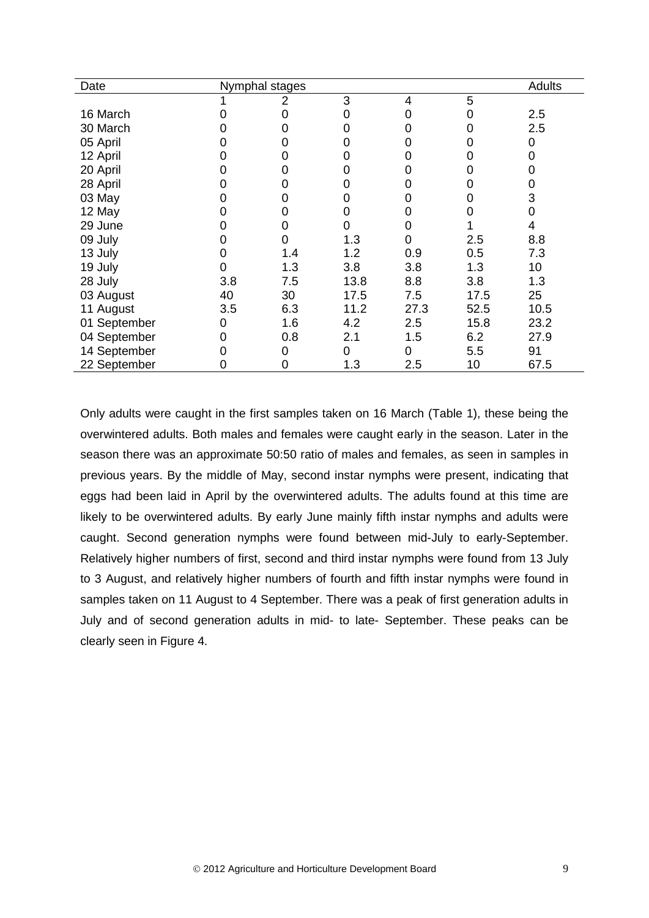| Date | Nymphal stages | | | | | Adults |
|---|---|---|---|---|---|---|
| | 1 | 2 | 3 | 4 | 5 | |
| 16 March | 0 | 0 | 0 | 0 | 0 | 2.5 |
| 30 March | 0 | 0 | 0 | 0 | 0 | 2.5 |
| 05 April | 0 | 0 | 0 | 0 | 0 | 0 |
| 12 April | 0 | 0 | 0 | 0 | 0 | 0 |
| 20 April | 0 | 0 | 0 | 0 | 0 | 0 |
| 28 April | 0 | 0 | 0 | 0 | 0 | 0 |
| 03 May | 0 | 0 | 0 | 0 | 0 | 3 |
| 12 May | 0 | 0 | 0 | 0 | 0 | 0 |
| 29 June | 0 | 0 | 0 | 0 | 1 | 4 |
| 09 July | 0 | 0 | 1.3 | 0 | 2.5 | 8.8 |
| 13 July | 0 | 1.4 | 1.2 | 0.9 | 0.5 | 7.3 |
| 19 July | 0 | 1.3 | 3.8 | 3.8 | 1.3 | 10 |
| 28 July | 3.8 | 7.5 | 13.8 | 8.8 | 3.8 | 1.3 |
| 03 August | 40 | 30 | 17.5 | 7.5 | 17.5 | 25 |
| 11 August | 3.5 | 6.3 | 11.2 | 27.3 | 52.5 | 10.5 |
| 01 September | 0 | 1.6 | 4.2 | 2.5 | 15.8 | 23.2 |
| 04 September | 0 | 0.8 | 2.1 | 1.5 | 6.2 | 27.9 |
| 14 September | 0 | 0 | 0 | 0 | 5.5 | 91 |
| 22 September | 0 | 0 | 1.3 | 2.5 | 10 | 67.5 |

Only adults were caught in the first samples taken on 16 March (Table 1), these being the overwintered adults. Both males and females were caught early in the season. Later in the season there was an approximate 50:50 ratio of males and females, as seen in samples in previous years. By the middle of May, second instar nymphs were present, indicating that eggs had been laid in April by the overwintered adults. The adults found at this time are likely to be overwintered adults. By early June mainly fifth instar nymphs and adults were caught. Second generation nymphs were found between mid-July to early-September. Relatively higher numbers of first, second and third instar nymphs were found from 13 July to 3 August, and relatively higher numbers of fourth and fifth instar nymphs were found in samples taken on 11 August to 4 September. There was a peak of first generation adults in July and of second generation adults in mid- to late- September. These peaks can be clearly seen in Figure 4.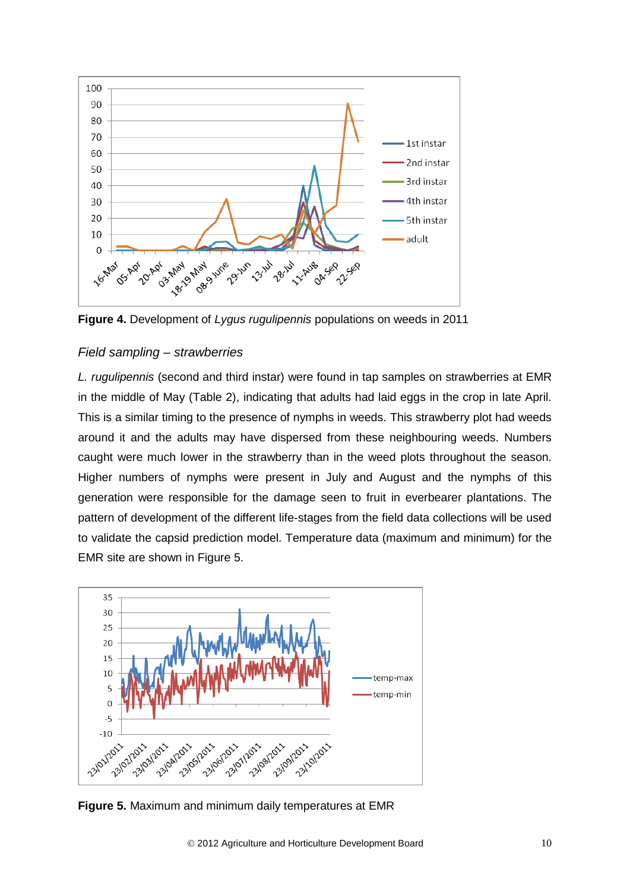**Figure 4.** Development of *Lygus rugulipennis* populations on weeds in 2011

### *Field sampling – strawberries*

*L. rugulipennis* (second and third instar) were found in tap samples on strawberries at EMR in the middle of May (Table 2), indicating that adults had laid eggs in the crop in late April. This is a similar timing to the presence of nymphs in weeds. This strawberry plot had weeds around it and the adults may have dispersed from these neighbouring weeds. Numbers caught were much lower in the strawberry than in the weed plots throughout the season. Higher numbers of nymphs were present in July and August and the nymphs of this generation were responsible for the damage seen to fruit in everbearer plantations. The pattern of development of the different life-stages from the field data collections will be used to validate the capsid prediction model. Temperature data (maximum and minimum) for the EMR site are shown in Figure 5.

**Figure 5.** Maximum and minimum daily temperatures at EMR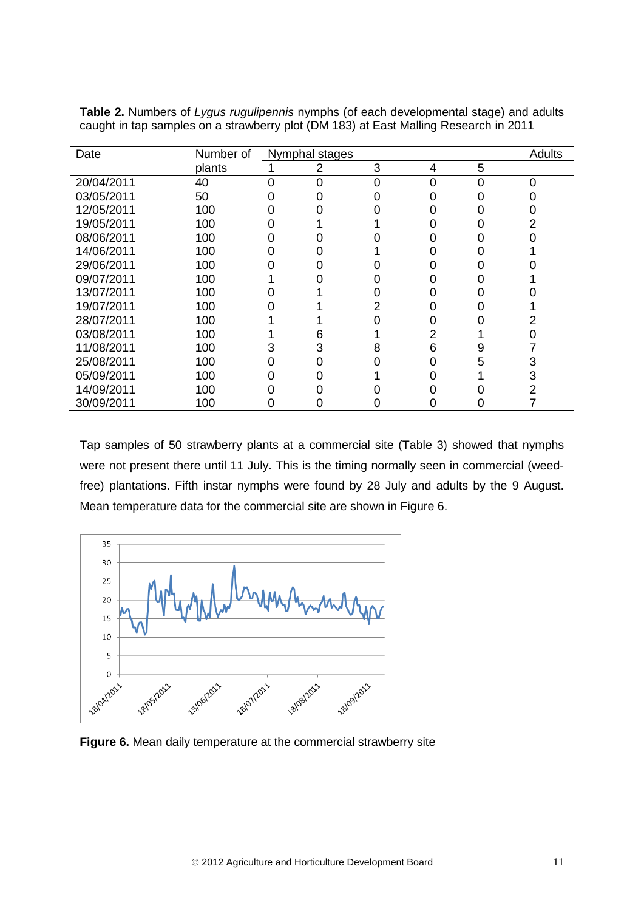**Table 2.** Numbers of *Lygus rugulipennis* nymphs (of each developmental stage) and adults caught in tap samples on a strawberry plot (DM 183) at East Malling Research in 2011

| Date | Number of | Nymphal stages | | | | | Adults |
|---|---|---|---|---|---|---|---|
| | plants | 1 | 2 | 3 | 4 | 5 | |
| 20/04/2011 | 40 | 0 | 0 | 0 | 0 | 0 | 0 |
| 03/05/2011 | 50 | 0 | 0 | 0 | 0 | 0 | 0 |
| 12/05/2011 | 100 | 0 | 0 | 0 | 0 | 0 | 0 |
| 19/05/2011 | 100 | 0 | 1 | 1 | 0 | 0 | 2 |
| 08/06/2011 | 100 | 0 | 0 | 0 | 0 | 0 | 0 |
| 14/06/2011 | 100 | 0 | 0 | 1 | 0 | 0 | 1 |
| 29/06/2011 | 100 | 0 | 0 | 0 | 0 | 0 | 0 |
| 09/07/2011 | 100 | 1 | 0 | 0 | 0 | 0 | 1 |
| 13/07/2011 | 100 | 0 | 1 | 0 | 0 | 0 | 0 |
| 19/07/2011 | 100 | 0 | 1 | 2 | 0 | 0 | 1 |
| 28/07/2011 | 100 | 1 | 1 | 0 | 0 | 0 | 2 |
| 03/08/2011 | 100 | 1 | 6 | 1 | 2 | 1 | 0 |
| 11/08/2011 | 100 | 3 | 3 | 8 | 6 | 9 | 7 |
| 25/08/2011 | 100 | 0 | 0 | 0 | 0 | 5 | 3 |
| 05/09/2011 | 100 | 0 | 0 | 1 | 0 | 1 | 3 |
| 14/09/2011 | 100 | 0 | 0 | 0 | 0 | 0 | 2 |
| 30/09/2011 | 100 | 0 | 0 | 0 | 0 | 0 | 7 |

Tap samples of 50 strawberry plants at a commercial site (Table 3) showed that nymphs were not present there until 11 July. This is the timing normally seen in commercial (weed-free) plantations. Fifth instar nymphs were found by 28 July and adults by the 9 August. Mean temperature data for the commercial site are shown in Figure 6.

**Figure 6.** Mean daily temperature at the commercial strawberry site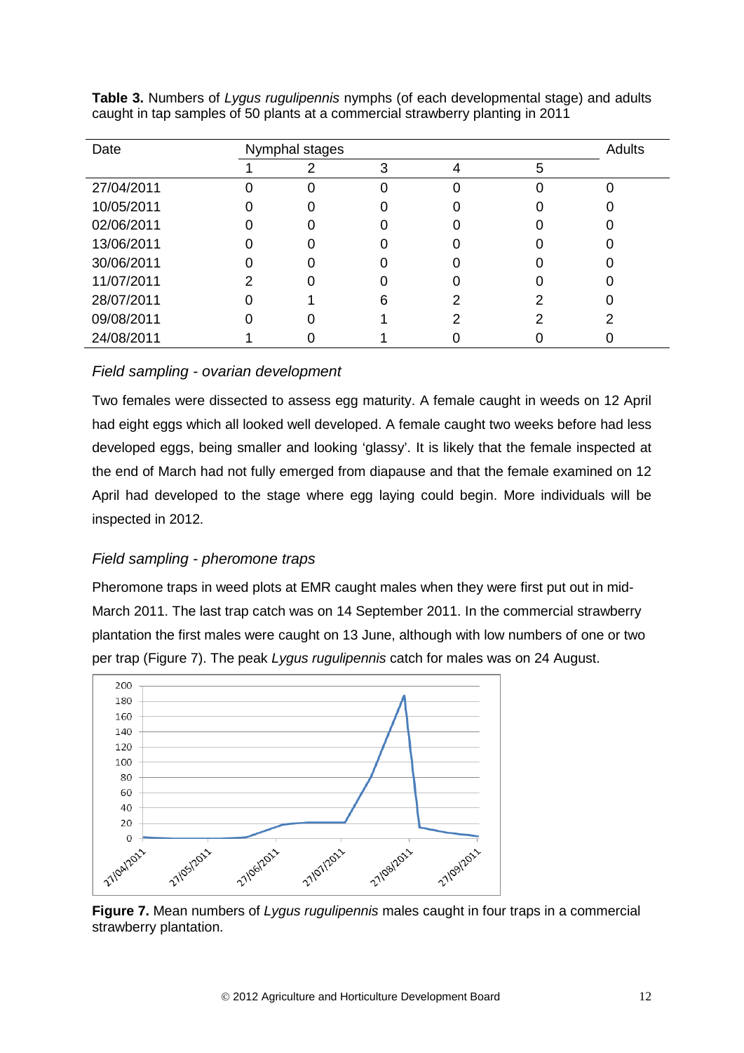**Table 3.** Numbers of *Lygus rugulipennis* nymphs (of each developmental stage) and adults caught in tap samples of 50 plants at a commercial strawberry planting in 2011

| Date | Nymphal stages | | | | | Adults |
|---|---|---|---|---|---|---|
| | 1 | 2 | 3 | 4 | 5 | |
| 27/04/2011 | 0 | 0 | 0 | 0 | 0 | 0 |
| 10/05/2011 | 0 | 0 | 0 | 0 | 0 | 0 |
| 02/06/2011 | 0 | 0 | 0 | 0 | 0 | 0 |
| 13/06/2011 | 0 | 0 | 0 | 0 | 0 | 0 |
| 30/06/2011 | 0 | 0 | 0 | 0 | 0 | 0 |
| 11/07/2011 | 2 | 0 | 0 | 0 | 0 | 0 |
| 28/07/2011 | 0 | 1 | 6 | 2 | 2 | 0 |
| 09/08/2011 | 0 | 0 | 1 | 2 | 2 | 2 |
| 24/08/2011 | 1 | 0 | 1 | 0 | 0 | 0 |

### *Field sampling - ovarian development*

Two females were dissected to assess egg maturity. A female caught in weeds on 12 April had eight eggs which all looked well developed. A female caught two weeks before had less developed eggs, being smaller and looking 'glassy'. It is likely that the female inspected at the end of March had not fully emerged from diapause and that the female examined on 12 April had developed to the stage where egg laying could begin. More individuals will be inspected in 2012.

### *Field sampling - pheromone traps*

Pheromone traps in weed plots at EMR caught males when they were first put out in mid-March 2011. The last trap catch was on 14 September 2011. In the commercial strawberry plantation the first males were caught on 13 June, although with low numbers of one or two per trap (Figure 7). The peak *Lygus rugulipennis* catch for males was on 24 August.

**Figure 7.** Mean numbers of *Lygus rugulipennis* males caught in four traps in a commercial strawberry plantation.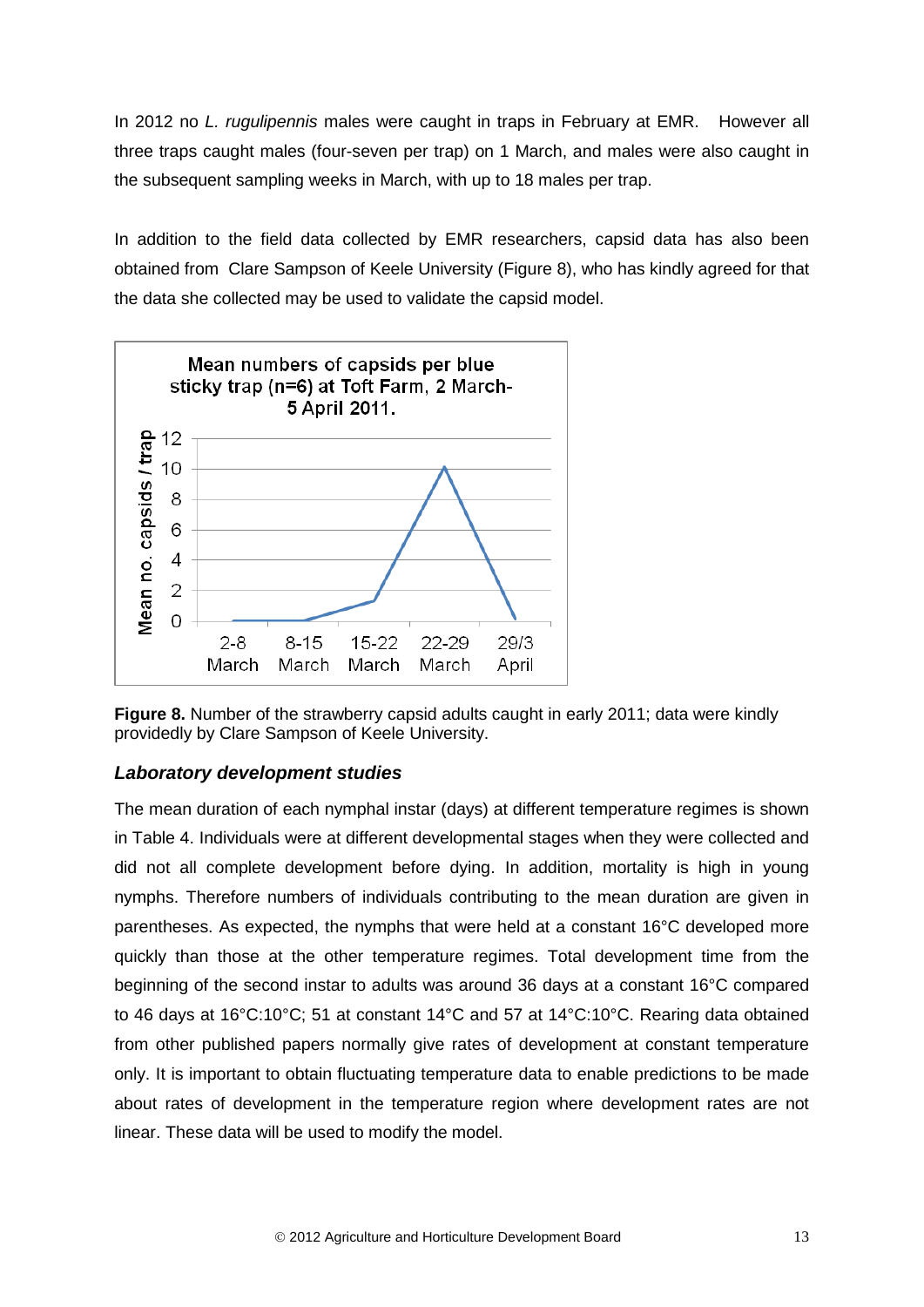In 2012 no *L. rugulipennis* males were caught in traps in February at EMR. However all three traps caught males (four-seven per trap) on 1 March, and males were also caught in the subsequent sampling weeks in March, with up to 18 males per trap.

In addition to the field data collected by EMR researchers, capsid data has also been obtained from Clare Sampson of Keele University (Figure 8), who has kindly agreed for that the data she collected may be used to validate the capsid model.

**Figure 8.** Number of the strawberry capsid adults caught in early 2011; data were kindly providedly by Clare Sampson of Keele University.

### *Laboratory development studies*

The mean duration of each nymphal instar (days) at different temperature regimes is shown in Table 4. Individuals were at different developmental stages when they were collected and did not all complete development before dying. In addition, mortality is high in young nymphs. Therefore numbers of individuals contributing to the mean duration are given in parentheses. As expected, the nymphs that were held at a constant 16°C developed more quickly than those at the other temperature regimes. Total development time from the beginning of the second instar to adults was around 36 days at a constant 16°C compared to 46 days at 16°C:10°C; 51 at constant 14°C and 57 at 14°C:10°C. Rearing data obtained from other published papers normally give rates of development at constant temperature only. It is important to obtain fluctuating temperature data to enable predictions to be made about rates of development in the temperature region where development rates are not linear. These data will be used to modify the model.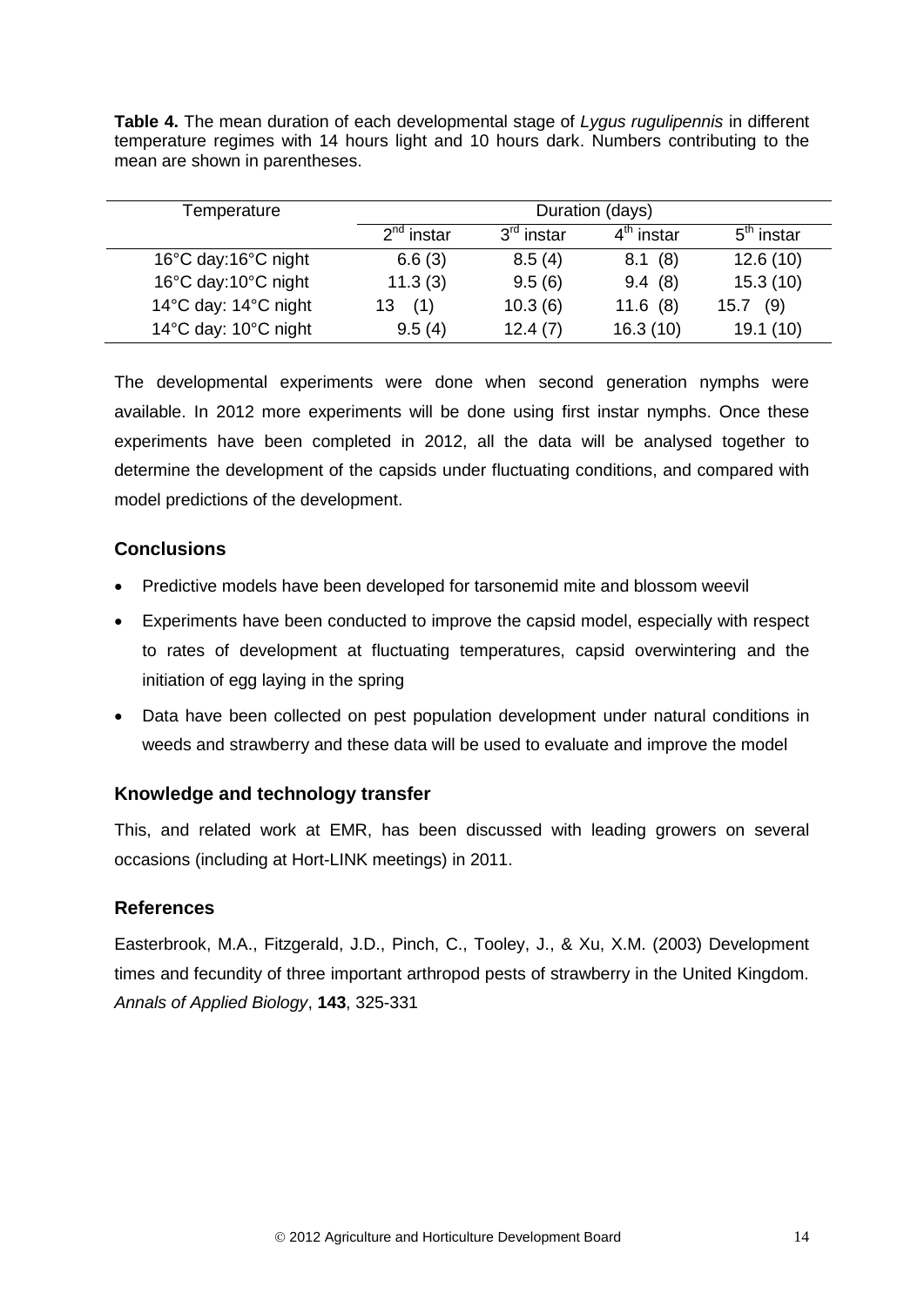**Table 4.** The mean duration of each developmental stage of *Lygus rugulipennis* in different temperature regimes with 14 hours light and 10 hours dark. Numbers contributing to the mean are shown in parentheses.

| Temperature | Duration (days) | | | |
|---|---|---|---|---|
| | 2nd instar | 3rd instar | 4th instar | 5th instar |
| 16°C day:16°C night | 6.6 (3) | 8.5 (4) | 8.1 (8) | 12.6 (10) |
| 16°C day:10°C night | 11.3 (3) | 9.5 (6) | 9.4 (8) | 15.3 (10) |
| 14°C day: 14°C night | 13 (1) | 10.3 (6) | 11.6 (8) | 15.7 (9) |
| 14°C day: 10°C night | 9.5 (4) | 12.4 (7) | 16.3 (10) | 19.1 (10) |

The developmental experiments were done when second generation nymphs were available. In 2012 more experiments will be done using first instar nymphs. Once these experiments have been completed in 2012, all the data will be analysed together to determine the development of the capsids under fluctuating conditions, and compared with model predictions of the development.

## Conclusions

- Predictive models have been developed for tarsonemid mite and blossom weevil
- Experiments have been conducted to improve the capsid model, especially with respect to rates of development at fluctuating temperatures, capsid overwintering and the initiation of egg laying in the spring
- Data have been collected on pest population development under natural conditions in weeds and strawberry and these data will be used to evaluate and improve the model

## Knowledge and technology transfer

This, and related work at EMR, has been discussed with leading growers on several occasions (including at Hort-LINK meetings) in 2011.

## References

Easterbrook, M.A., Fitzgerald, J.D., Pinch, C., Tooley, J., & Xu, X.M. (2003) Development times and fecundity of three important arthropod pests of strawberry in the United Kingdom. *Annals of Applied Biology*, **143**, 325-331